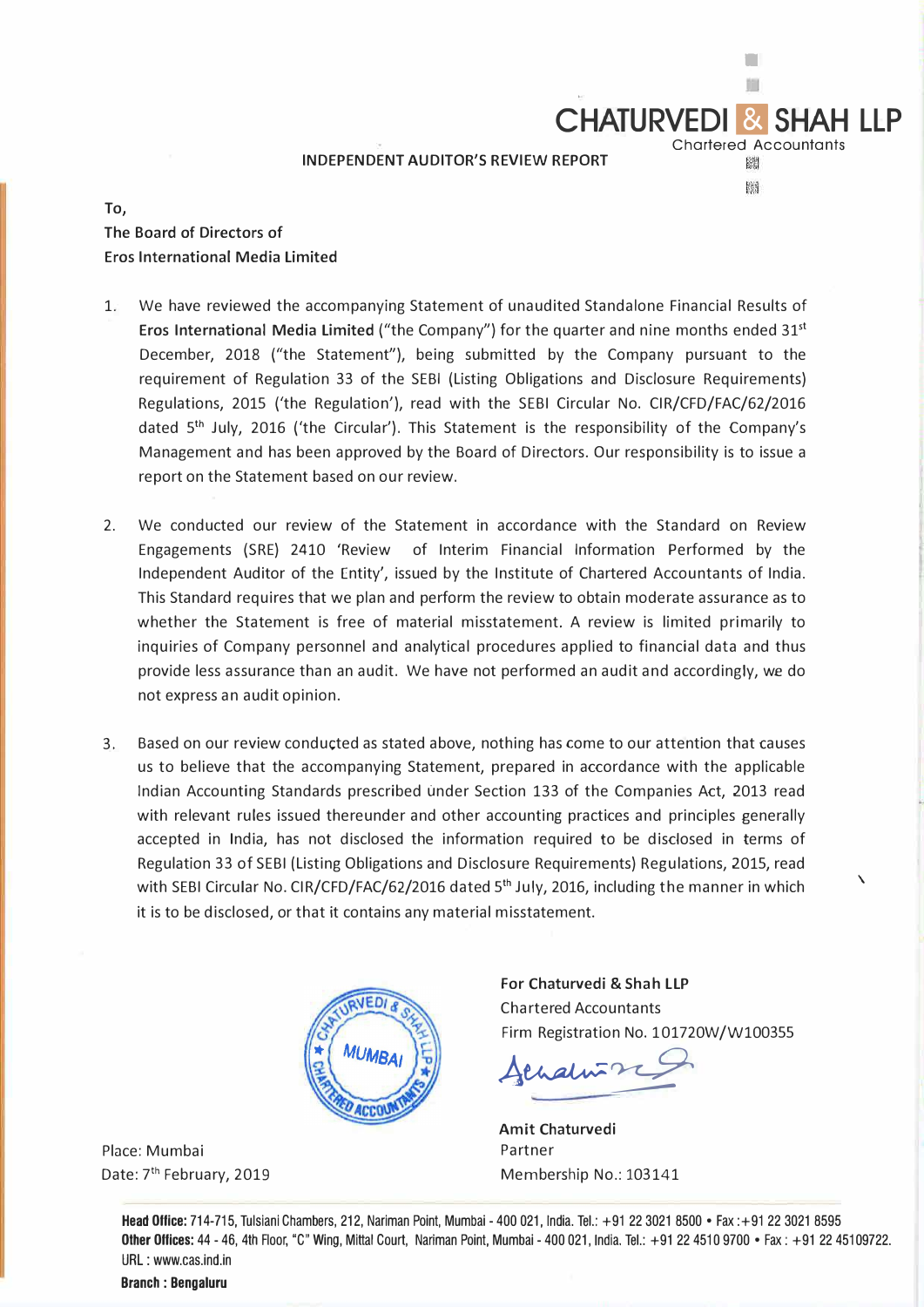**CHATURVEDI & SHAH LLP**
Chartered Accountants

## INDEPENDENT AUDITOR'S REVIEW REPORT

To,
The Board of Directors of
Eros International Media Limited

1. We have reviewed the accompanying Statement of unaudited Standalone Financial Results of **Eros International Media Limited** ("the Company") for the quarter and nine months ended 31st December, 2018 ("the Statement"), being submitted by the Company pursuant to the requirement of Regulation 33 of the SEBI (Listing Obligations and Disclosure Requirements) Regulations, 2015 ('the Regulation'), read with the SEBI Circular No. CIR/CFD/FAC/62/2016 dated 5th July, 2016 ('the Circular'). This Statement is the responsibility of the Company's Management and has been approved by the Board of Directors. Our responsibility is to issue a report on the Statement based on our review.

2. We conducted our review of the Statement in accordance with the Standard on Review Engagements (SRE) 2410 'Review of Interim Financial Information Performed by the Independent Auditor of the Entity', issued by the Institute of Chartered Accountants of India. This Standard requires that we plan and perform the review to obtain moderate assurance as to whether the Statement is free of material misstatement. A review is limited primarily to inquiries of Company personnel and analytical procedures applied to financial data and thus provide less assurance than an audit. We have not performed an audit and accordingly, we do not express an audit opinion.

3. Based on our review conducted as stated above, nothing has come to our attention that causes us to believe that the accompanying Statement, prepared in accordance with the applicable Indian Accounting Standards prescribed under Section 133 of the Companies Act, 2013 read with relevant rules issued thereunder and other accounting practices and principles generally accepted in India, has not disclosed the information required to be disclosed in terms of Regulation 33 of SEBI (Listing Obligations and Disclosure Requirements) Regulations, 2015, read with SEBI Circular No. CIR/CFD/FAC/62/2016 dated 5th July, 2016, including the manner in which it is to be disclosed, or that it contains any material misstatement.

**For Chaturvedi & Shah LLP**
Chartered Accountants
Firm Registration No. 101720W/W100355

**Amit Chaturvedi**
Partner
Membership No.: 103141

Place: Mumbai
Date: 7th February, 2019

**Head Office:** 714-715, Tulsiani Chambers, 212, Nariman Point, Mumbai - 400 021, India. Tel.: +91 22 3021 8500 • Fax : +91 22 3021 8595
**Other Offices:** 44 - 46, 4th Floor, "C" Wing, Mittal Court, Nariman Point, Mumbai - 400 021, India. Tel.: +91 22 4510 9700 • Fax : +91 22 45109722.
URL : www.cas.ind.in
**Branch : Bengaluru**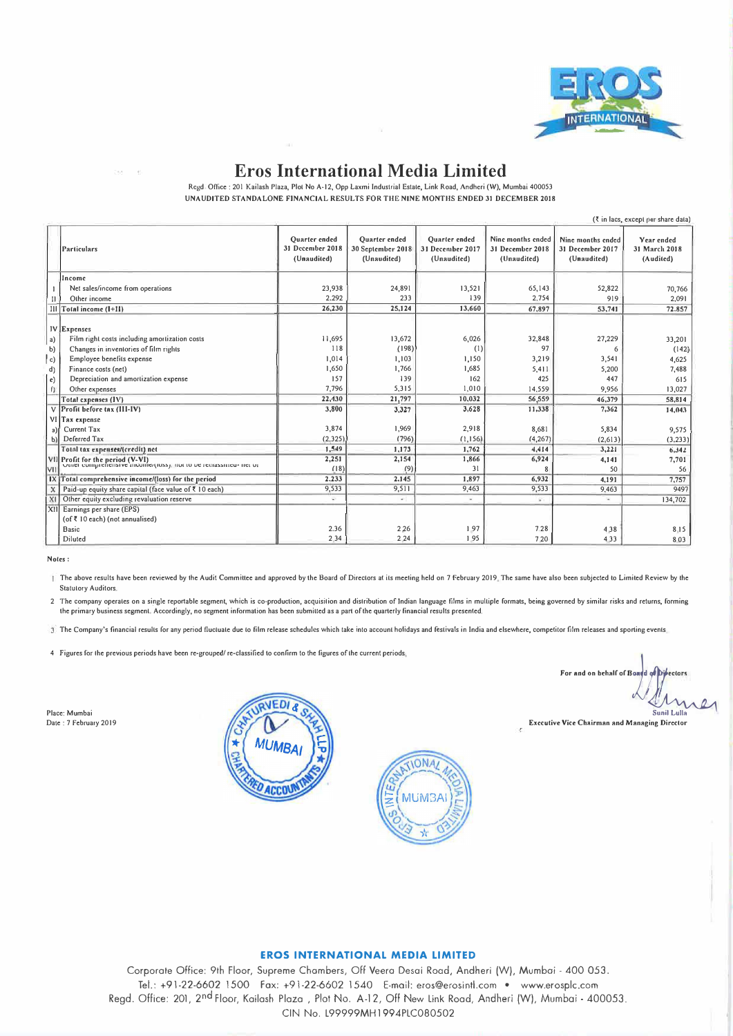# Eros International Media Limited

Regd. Office : 201 Kailash Plaza, Plot No A-12, Opp Laxmi Industrial Estate, Link Road, Andheri (W), Mumbai 400053

**UNAUDITED STANDALONE FINANCIAL RESULTS FOR THE NINE MONTHS ENDED 31 DECEMBER 2018**

(₹ in lacs, except per share data)

| | Particulars | Quarter ended 31 December 2018 (Unaudited) | Quarter ended 30 September 2018 (Unaudited) | Quarter ended 31 December 2017 (Unaudited) | Nine months ended 31 December 2018 (Unaudited) | Nine months ended 31 December 2017 (Unaudited) | Year ended 31 March 2018 (Audited) |
|---|---|---|---|---|---|---|---|
| | Income | | | | | | |
| I | Net sales/income from operations | 23,938 | 24,891 | 13,521 | 65,143 | 52,822 | 70,766 |
| II | Other income | 2,292 | 233 | 139 | 2,754 | 919 | 2,091 |
| III | Total income (I+II) | 26,230 | 25,124 | 13,660 | 67,897 | 53,741 | 72,857 |
| IV | Expenses | | | | | | |
| a) | Film right costs including amortization costs | 11,695 | 13,672 | 6,026 | 32,848 | 27,229 | 33,201 |
| b) | Changes in inventories of film rights | 118 | (198) | (1) | 97 | 6 | (142) |
| c) | Employee benefits expense | 1,014 | 1,103 | 1,150 | 3,219 | 3,541 | 4,625 |
| d) | Finance costs (net) | 1,650 | 1,766 | 1,685 | 5,411 | 5,200 | 7,488 |
| e) | Depreciation and amortization expense | 157 | 139 | 162 | 425 | 447 | 615 |
| f) | Other expenses | 7,796 | 5,315 | 1,010 | 14,559 | 9,956 | 13,027 |
| | Total expenses (IV) | 22,430 | 21,797 | 10,032 | 56,559 | 46,379 | 58,814 |
| V | Profit before tax (III-IV) | 3,800 | 3,327 | 3,628 | 11,338 | 7,362 | 14,043 |
| VI | Tax expense | | | | | | |
| a) | Current Tax | 3,874 | 1,969 | 2,918 | 8,681 | 5,834 | 9,575 |
| b) | Deferred Tax | (2,325) | (796) | (1,156) | (4,267) | (2,613) | (3,233) |
| | Total tax expenses/(credit) net | 1,549 | 1,173 | 1,762 | 4,414 | 3,221 | 6,342 |
| VII | Profit for the period (V-VI) | 2,251 | 2,154 | 1,866 | 6,924 | 4,141 | 7,701 |
| VIII | Other comprehensive income/(loss), not to be reclassified- net of | (18) | (9) | 31 | 8 | 50 | 56 |
| IX | Total comprehensive income/(loss) for the period | 2,233 | 2,145 | 1,897 | 6,932 | 4,191 | 7,757 |
| X | Paid-up equity share capital (face value of ₹ 10 each) | 9,533 | 9,511 | 9,463 | 9,533 | 9,463 | 9497 |
| XI | Other equity excluding revaluation reserve | - | - | - | - | - | 134,702 |
| XII | Earnings per share (EPS) (of ₹ 10 each) (not annualised) | | | | | | |
| | Basic | 2.36 | 2.26 | 1.97 | 7.28 | 4.38 | 8.15 |
| | Diluted | 2.34 | 2.24 | 1.95 | 7.20 | 4.33 | 8.03 |

**Notes :**

1. The above results have been reviewed by the Audit Committee and approved by the Board of Directors at its meeting held on 7 February 2019. The same have also been subjected to Limited Review by the Statutory Auditors.
2. The company operates on a single reportable segment, which is co-production, acquisition and distribution of Indian language films in multiple formats, being governed by similar risks and returns, forming the primary business segment. Accordingly, no segment information has been submitted as a part of the quarterly financial results presented.
3. The Company's financial results for any period fluctuate due to film release schedules which take into account holidays and festivals in India and elsewhere, competitor film releases and sporting events.
4. Figures for the previous periods have been re-grouped/ re-classified to confirm to the figures of the current periods.

For and on behalf of Board of Directors

Sunil Lulla
Executive Vice Chairman and Managing Director

Place: Mumbai
Date : 7 February 2019

**EROS INTERNATIONAL MEDIA LIMITED**

Corporate Office: 9th Floor, Supreme Chambers, Off Veera Desai Road, Andheri (W), Mumbai - 400 053.
Tel.: +91-22-6602 1500 Fax: +91-22-6602 1540 E-mail: eros@erosintl.com • www.erosplc.com
Regd. Office: 201, 2nd Floor, Kailash Plaza , Plot No. A-12, Off New Link Road, Andheri (W), Mumbai - 400053.
CIN No. L99999MH1994PLC080502